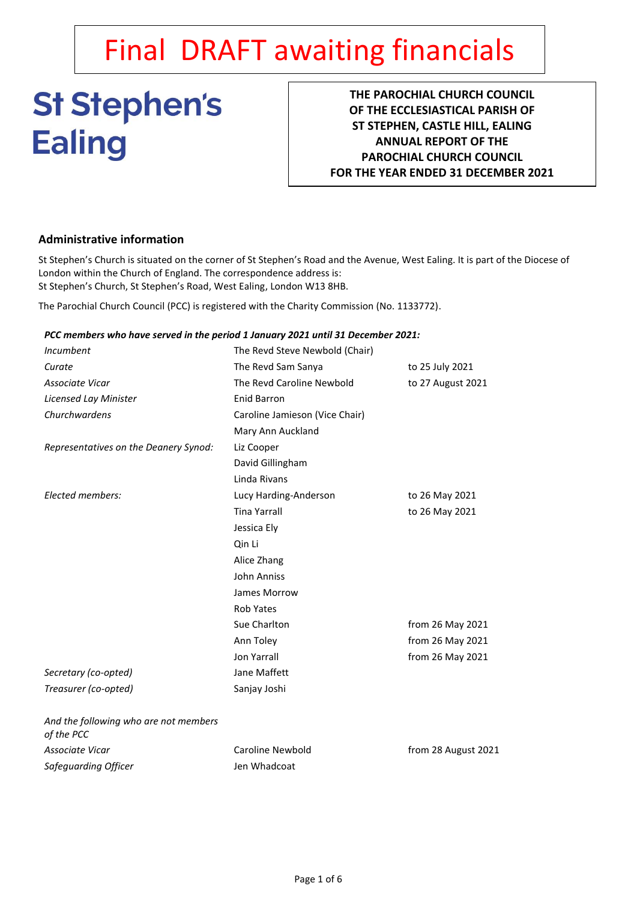# Final DRAFT awaiting financials

**St Stephen's Ealing**

**THE PAROCHIAL CHURCH COUNCIL OF THE ECCLESIASTICAL PARISH OF ST STEPHEN, CASTLE HILL, EALING ANNUAL REPORT OF THE PAROCHIAL CHURCH COUNCIL FOR THE YEAR ENDED 31 DECEMBER 2021**

## Administrative information

St Stephen's Church is situated on the corner of St Stephen's Road and the Avenue, West Ealing. It is part of the Diocese of London within the Church of England. The correspondence address is:
St Stephen's Church, St Stephen's Road, West Ealing, London W13 8HB.

The Parochial Church Council (PCC) is registered with the Charity Commission (No. 1133772).

***PCC members who have served in the period 1 January 2021 until 31 December 2021:***

| | | |
|---|---|---|
| *Incumbent* | The Revd Steve Newbold (Chair) | |
| *Curate* | The Revd Sam Sanya | to 25 July 2021 |
| *Associate Vicar* | The Revd Caroline Newbold | to 27 August 2021 |
| *Licensed Lay Minister* | Enid Barron | |
| *Churchwardens* | Caroline Jamieson (Vice Chair) | |
| | Mary Ann Auckland | |
| *Representatives on the Deanery Synod:* | Liz Cooper | |
| | David Gillingham | |
| | Linda Rivans | |
| *Elected members:* | Lucy Harding-Anderson | to 26 May 2021 |
| | Tina Yarrall | to 26 May 2021 |
| | Jessica Ely | |
| | Qin Li | |
| | Alice Zhang | |
| | John Anniss | |
| | James Morrow | |
| | Rob Yates | |
| | Sue Charlton | from 26 May 2021 |
| | Ann Toley | from 26 May 2021 |
| | Jon Yarrall | from 26 May 2021 |
| *Secretary (co-opted)* | Jane Maffett | |
| *Treasurer (co-opted)* | Sanjay Joshi | |
| *And the following who are not members of the PCC* | | |
| *Associate Vicar* | Caroline Newbold | from 28 August 2021 |
| *Safeguarding Officer* | Jen Whadcoat | |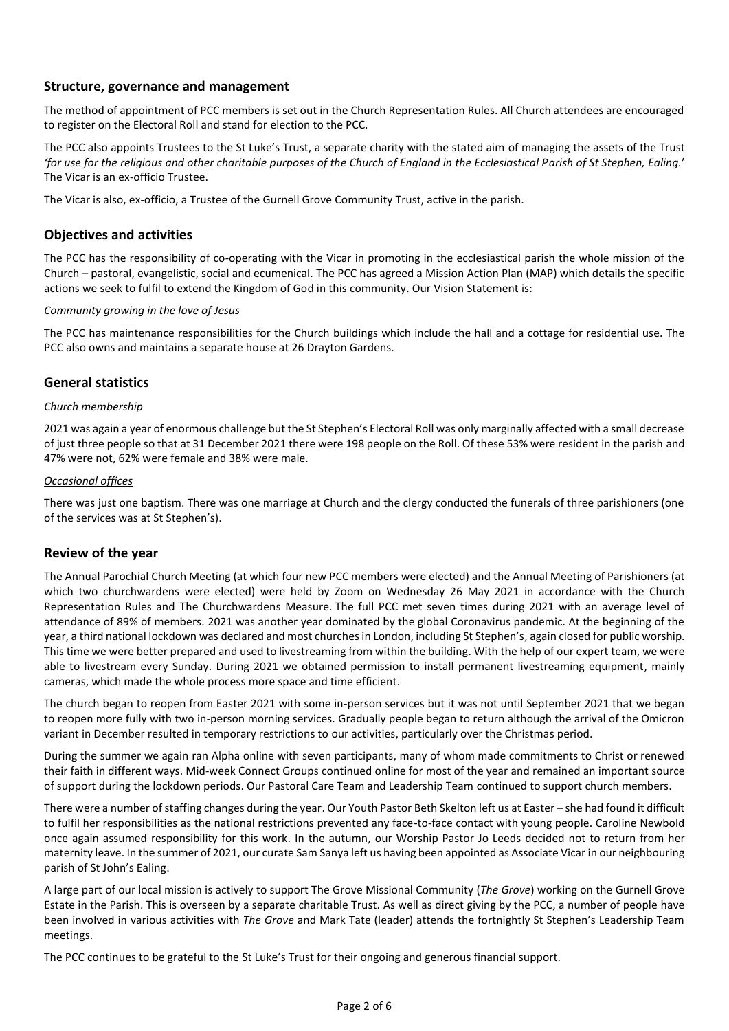## Structure, governance and management

The method of appointment of PCC members is set out in the Church Representation Rules. All Church attendees are encouraged to register on the Electoral Roll and stand for election to the PCC.

The PCC also appoints Trustees to the St Luke's Trust, a separate charity with the stated aim of managing the assets of the Trust *'for use for the religious and other charitable purposes of the Church of England in the Ecclesiastical Parish of St Stephen, Ealing.'* The Vicar is an ex-officio Trustee.

The Vicar is also, ex-officio, a Trustee of the Gurnell Grove Community Trust, active in the parish.

## Objectives and activities

The PCC has the responsibility of co-operating with the Vicar in promoting in the ecclesiastical parish the whole mission of the Church – pastoral, evangelistic, social and ecumenical. The PCC has agreed a Mission Action Plan (MAP) which details the specific actions we seek to fulfil to extend the Kingdom of God in this community. Our Vision Statement is:

*Community growing in the love of Jesus*

The PCC has maintenance responsibilities for the Church buildings which include the hall and a cottage for residential use. The PCC also owns and maintains a separate house at 26 Drayton Gardens.

## General statistics

*Church membership*

2021 was again a year of enormous challenge but the St Stephen's Electoral Roll was only marginally affected with a small decrease of just three people so that at 31 December 2021 there were 198 people on the Roll. Of these 53% were resident in the parish and 47% were not, 62% were female and 38% were male.

*Occasional offices*

There was just one baptism. There was one marriage at Church and the clergy conducted the funerals of three parishioners (one of the services was at St Stephen's).

## Review of the year

The Annual Parochial Church Meeting (at which four new PCC members were elected) and the Annual Meeting of Parishioners (at which two churchwardens were elected) were held by Zoom on Wednesday 26 May 2021 in accordance with the Church Representation Rules and The Churchwardens Measure. The full PCC met seven times during 2021 with an average level of attendance of 89% of members. 2021 was another year dominated by the global Coronavirus pandemic. At the beginning of the year, a third national lockdown was declared and most churches in London, including St Stephen's, again closed for public worship. This time we were better prepared and used to livestreaming from within the building. With the help of our expert team, we were able to livestream every Sunday. During 2021 we obtained permission to install permanent livestreaming equipment, mainly cameras, which made the whole process more space and time efficient.

The church began to reopen from Easter 2021 with some in-person services but it was not until September 2021 that we began to reopen more fully with two in-person morning services. Gradually people began to return although the arrival of the Omicron variant in December resulted in temporary restrictions to our activities, particularly over the Christmas period.

During the summer we again ran Alpha online with seven participants, many of whom made commitments to Christ or renewed their faith in different ways. Mid-week Connect Groups continued online for most of the year and remained an important source of support during the lockdown periods. Our Pastoral Care Team and Leadership Team continued to support church members.

There were a number of staffing changes during the year. Our Youth Pastor Beth Skelton left us at Easter – she had found it difficult to fulfil her responsibilities as the national restrictions prevented any face-to-face contact with young people. Caroline Newbold once again assumed responsibility for this work. In the autumn, our Worship Pastor Jo Leeds decided not to return from her maternity leave. In the summer of 2021, our curate Sam Sanya left us having been appointed as Associate Vicar in our neighbouring parish of St John's Ealing.

A large part of our local mission is actively to support The Grove Missional Community (*The Grove*) working on the Gurnell Grove Estate in the Parish. This is overseen by a separate charitable Trust. As well as direct giving by the PCC, a number of people have been involved in various activities with *The Grove* and Mark Tate (leader) attends the fortnightly St Stephen's Leadership Team meetings.

The PCC continues to be grateful to the St Luke's Trust for their ongoing and generous financial support.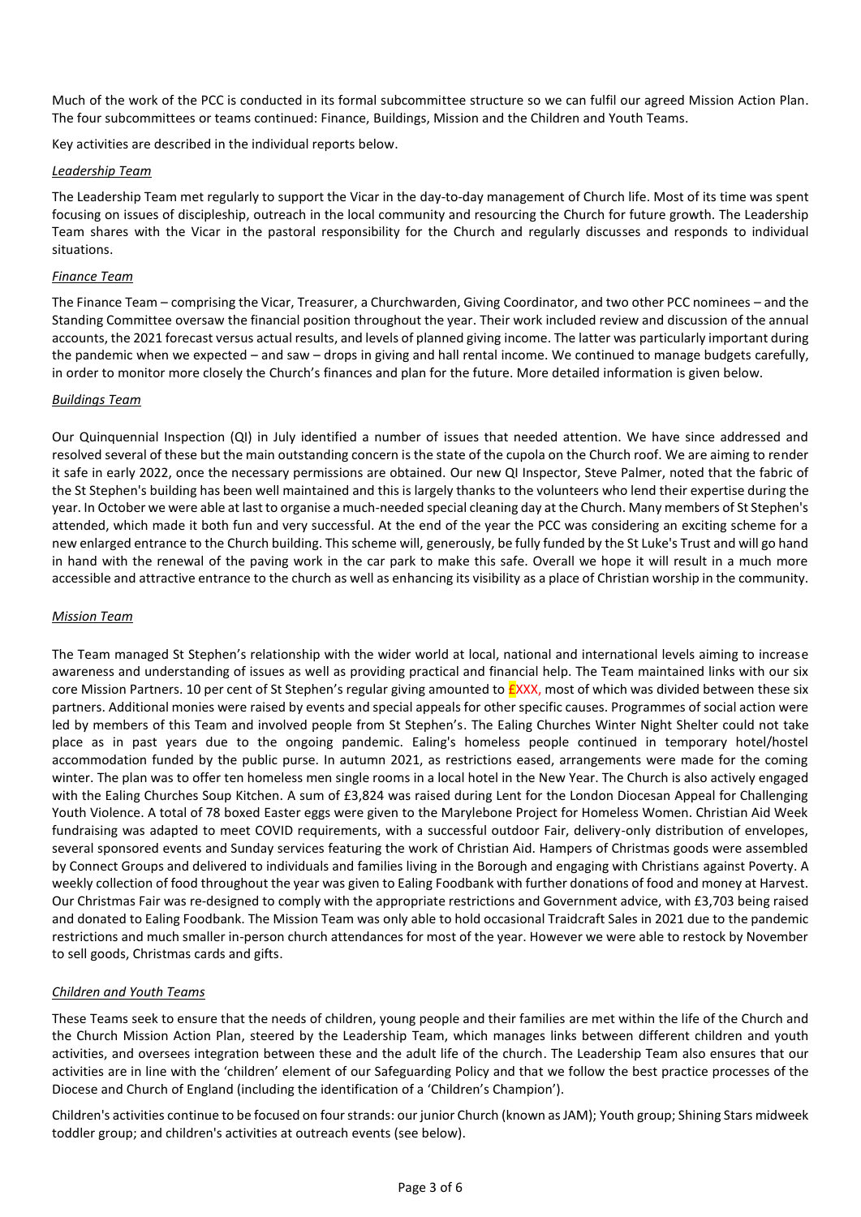Much of the work of the PCC is conducted in its formal subcommittee structure so we can fulfil our agreed Mission Action Plan. The four subcommittees or teams continued: Finance, Buildings, Mission and the Children and Youth Teams.

Key activities are described in the individual reports below.

*Leadership Team*

The Leadership Team met regularly to support the Vicar in the day-to-day management of Church life. Most of its time was spent focusing on issues of discipleship, outreach in the local community and resourcing the Church for future growth. The Leadership Team shares with the Vicar in the pastoral responsibility for the Church and regularly discusses and responds to individual situations.

*Finance Team*

The Finance Team – comprising the Vicar, Treasurer, a Churchwarden, Giving Coordinator, and two other PCC nominees – and the Standing Committee oversaw the financial position throughout the year. Their work included review and discussion of the annual accounts, the 2021 forecast versus actual results, and levels of planned giving income. The latter was particularly important during the pandemic when we expected – and saw – drops in giving and hall rental income. We continued to manage budgets carefully, in order to monitor more closely the Church's finances and plan for the future. More detailed information is given below.

*Buildings Team*

Our Quinquennial Inspection (QI) in July identified a number of issues that needed attention. We have since addressed and resolved several of these but the main outstanding concern is the state of the cupola on the Church roof. We are aiming to render it safe in early 2022, once the necessary permissions are obtained. Our new QI Inspector, Steve Palmer, noted that the fabric of the St Stephen's building has been well maintained and this is largely thanks to the volunteers who lend their expertise during the year. In October we were able at last to organise a much-needed special cleaning day at the Church. Many members of St Stephen's attended, which made it both fun and very successful. At the end of the year the PCC was considering an exciting scheme for a new enlarged entrance to the Church building. This scheme will, generously, be fully funded by the St Luke's Trust and will go hand in hand with the renewal of the paving work in the car park to make this safe. Overall we hope it will result in a much more accessible and attractive entrance to the church as well as enhancing its visibility as a place of Christian worship in the community.

*Mission Team*

The Team managed St Stephen's relationship with the wider world at local, national and international levels aiming to increase awareness and understanding of issues as well as providing practical and financial help. The Team maintained links with our six core Mission Partners. 10 per cent of St Stephen's regular giving amounted to £XXX, most of which was divided between these six partners. Additional monies were raised by events and special appeals for other specific causes. Programmes of social action were led by members of this Team and involved people from St Stephen's. The Ealing Churches Winter Night Shelter could not take place as in past years due to the ongoing pandemic. Ealing's homeless people continued in temporary hotel/hostel accommodation funded by the public purse. In autumn 2021, as restrictions eased, arrangements were made for the coming winter. The plan was to offer ten homeless men single rooms in a local hotel in the New Year. The Church is also actively engaged with the Ealing Churches Soup Kitchen. A sum of £3,824 was raised during Lent for the London Diocesan Appeal for Challenging Youth Violence. A total of 78 boxed Easter eggs were given to the Marylebone Project for Homeless Women. Christian Aid Week fundraising was adapted to meet COVID requirements, with a successful outdoor Fair, delivery-only distribution of envelopes, several sponsored events and Sunday services featuring the work of Christian Aid. Hampers of Christmas goods were assembled by Connect Groups and delivered to individuals and families living in the Borough and engaging with Christians against Poverty. A weekly collection of food throughout the year was given to Ealing Foodbank with further donations of food and money at Harvest. Our Christmas Fair was re-designed to comply with the appropriate restrictions and Government advice, with £3,703 being raised and donated to Ealing Foodbank. The Mission Team was only able to hold occasional Traidcraft Sales in 2021 due to the pandemic restrictions and much smaller in-person church attendances for most of the year. However we were able to restock by November to sell goods, Christmas cards and gifts.

*Children and Youth Teams*

These Teams seek to ensure that the needs of children, young people and their families are met within the life of the Church and the Church Mission Action Plan, steered by the Leadership Team, which manages links between different children and youth activities, and oversees integration between these and the adult life of the church. The Leadership Team also ensures that our activities are in line with the 'children' element of our Safeguarding Policy and that we follow the best practice processes of the Diocese and Church of England (including the identification of a 'Children's Champion').

Children's activities continue to be focused on four strands: our junior Church (known as JAM); Youth group; Shining Stars midweek toddler group; and children's activities at outreach events (see below).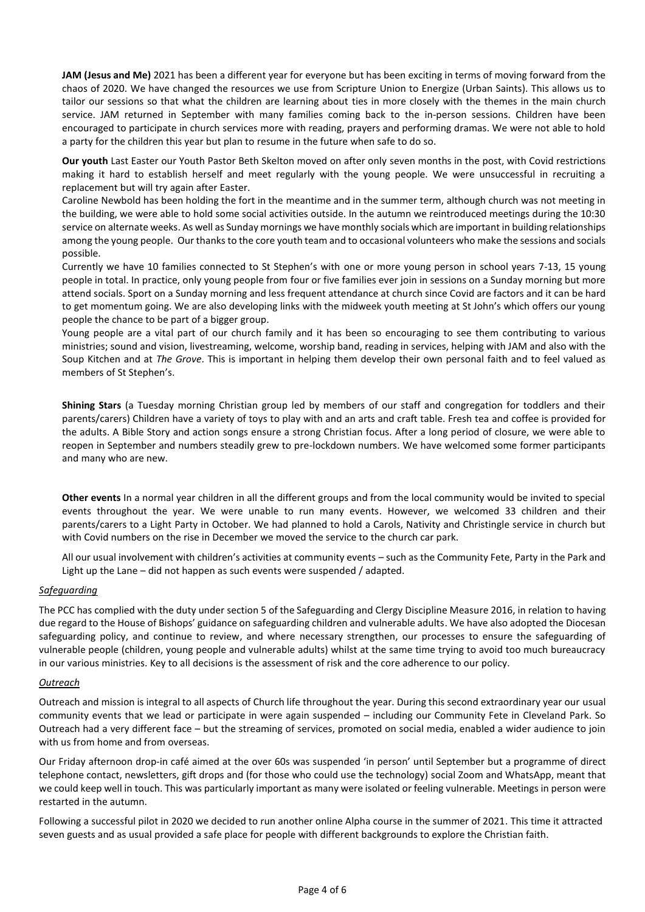**JAM (Jesus and Me)** 2021 has been a different year for everyone but has been exciting in terms of moving forward from the chaos of 2020. We have changed the resources we use from Scripture Union to Energize (Urban Saints). This allows us to tailor our sessions so that what the children are learning about ties in more closely with the themes in the main church service. JAM returned in September with many families coming back to the in-person sessions. Children have been encouraged to participate in church services more with reading, prayers and performing dramas. We were not able to hold a party for the children this year but plan to resume in the future when safe to do so.

**Our youth** Last Easter our Youth Pastor Beth Skelton moved on after only seven months in the post, with Covid restrictions making it hard to establish herself and meet regularly with the young people. We were unsuccessful in recruiting a replacement but will try again after Easter.

Caroline Newbold has been holding the fort in the meantime and in the summer term, although church was not meeting in the building, we were able to hold some social activities outside. In the autumn we reintroduced meetings during the 10:30 service on alternate weeks. As well as Sunday mornings we have monthly socials which are important in building relationships among the young people. Our thanks to the core youth team and to occasional volunteers who make the sessions and socials possible.

Currently we have 10 families connected to St Stephen's with one or more young person in school years 7-13, 15 young people in total. In practice, only young people from four or five families ever join in sessions on a Sunday morning but more attend socials. Sport on a Sunday morning and less frequent attendance at church since Covid are factors and it can be hard to get momentum going. We are also developing links with the midweek youth meeting at St John's which offers our young people the chance to be part of a bigger group.

Young people are a vital part of our church family and it has been so encouraging to see them contributing to various ministries; sound and vision, livestreaming, welcome, worship band, reading in services, helping with JAM and also with the Soup Kitchen and at *The Grove*. This is important in helping them develop their own personal faith and to feel valued as members of St Stephen's.

**Shining Stars** (a Tuesday morning Christian group led by members of our staff and congregation for toddlers and their parents/carers) Children have a variety of toys to play with and an arts and craft table. Fresh tea and coffee is provided for the adults. A Bible Story and action songs ensure a strong Christian focus. After a long period of closure, we were able to reopen in September and numbers steadily grew to pre-lockdown numbers. We have welcomed some former participants and many who are new.

**Other events** In a normal year children in all the different groups and from the local community would be invited to special events throughout the year. We were unable to run many events. However, we welcomed 33 children and their parents/carers to a Light Party in October. We had planned to hold a Carols, Nativity and Christingle service in church but with Covid numbers on the rise in December we moved the service to the church car park.

All our usual involvement with children's activities at community events – such as the Community Fete, Party in the Park and Light up the Lane – did not happen as such events were suspended / adapted.

### *Safeguarding*

The PCC has complied with the duty under section 5 of the Safeguarding and Clergy Discipline Measure 2016, in relation to having due regard to the House of Bishops' guidance on safeguarding children and vulnerable adults. We have also adopted the Diocesan safeguarding policy, and continue to review, and where necessary strengthen, our processes to ensure the safeguarding of vulnerable people (children, young people and vulnerable adults) whilst at the same time trying to avoid too much bureaucracy in our various ministries. Key to all decisions is the assessment of risk and the core adherence to our policy.

### *Outreach*

Outreach and mission is integral to all aspects of Church life throughout the year. During this second extraordinary year our usual community events that we lead or participate in were again suspended – including our Community Fete in Cleveland Park. So Outreach had a very different face – but the streaming of services, promoted on social media, enabled a wider audience to join with us from home and from overseas.

Our Friday afternoon drop-in café aimed at the over 60s was suspended 'in person' until September but a programme of direct telephone contact, newsletters, gift drops and (for those who could use the technology) social Zoom and WhatsApp, meant that we could keep well in touch. This was particularly important as many were isolated or feeling vulnerable. Meetings in person were restarted in the autumn.

Following a successful pilot in 2020 we decided to run another online Alpha course in the summer of 2021. This time it attracted seven guests and as usual provided a safe place for people with different backgrounds to explore the Christian faith.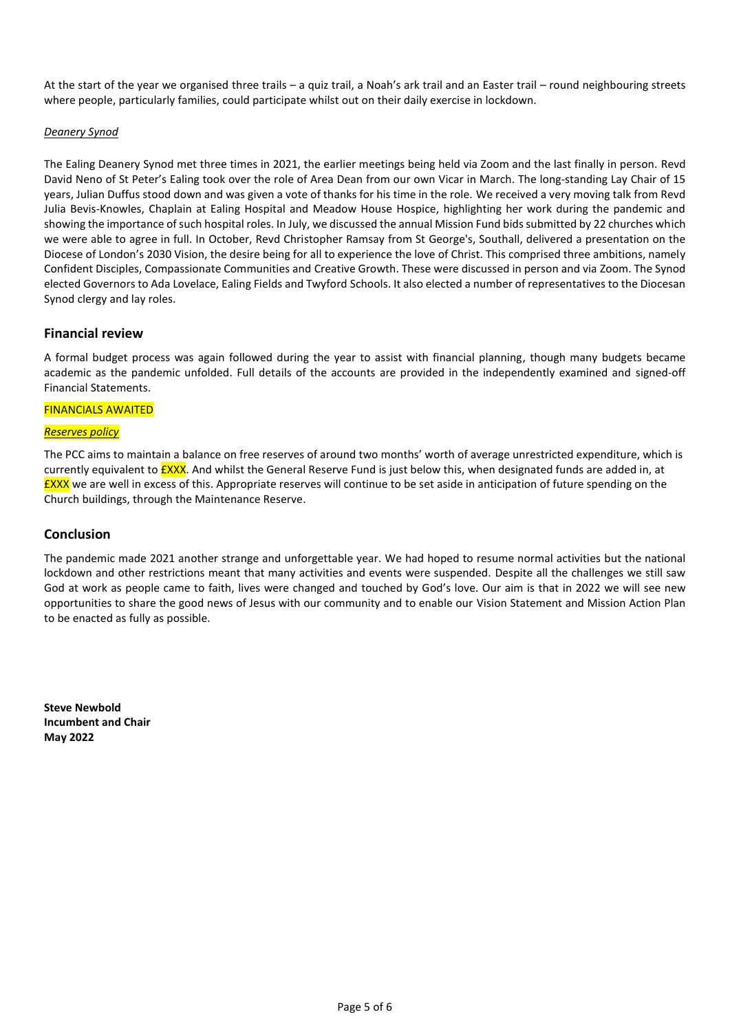At the start of the year we organised three trails – a quiz trail, a Noah's ark trail and an Easter trail – round neighbouring streets where people, particularly families, could participate whilst out on their daily exercise in lockdown.

*Deanery Synod*

The Ealing Deanery Synod met three times in 2021, the earlier meetings being held via Zoom and the last finally in person. Revd David Neno of St Peter's Ealing took over the role of Area Dean from our own Vicar in March. The long-standing Lay Chair of 15 years, Julian Duffus stood down and was given a vote of thanks for his time in the role. We received a very moving talk from Revd Julia Bevis-Knowles, Chaplain at Ealing Hospital and Meadow House Hospice, highlighting her work during the pandemic and showing the importance of such hospital roles. In July, we discussed the annual Mission Fund bids submitted by 22 churches which we were able to agree in full. In October, Revd Christopher Ramsay from St George's, Southall, delivered a presentation on the Diocese of London's 2030 Vision, the desire being for all to experience the love of Christ. This comprised three ambitions, namely Confident Disciples, Compassionate Communities and Creative Growth. These were discussed in person and via Zoom. The Synod elected Governors to Ada Lovelace, Ealing Fields and Twyford Schools. It also elected a number of representatives to the Diocesan Synod clergy and lay roles.

## Financial review

A formal budget process was again followed during the year to assist with financial planning, though many budgets became academic as the pandemic unfolded. Full details of the accounts are provided in the independently examined and signed-off Financial Statements.

FINANCIALS AWAITED

*Reserves policy*

The PCC aims to maintain a balance on free reserves of around two months' worth of average unrestricted expenditure, which is currently equivalent to £XXX. And whilst the General Reserve Fund is just below this, when designated funds are added in, at £XXX we are well in excess of this. Appropriate reserves will continue to be set aside in anticipation of future spending on the Church buildings, through the Maintenance Reserve.

## Conclusion

The pandemic made 2021 another strange and unforgettable year. We had hoped to resume normal activities but the national lockdown and other restrictions meant that many activities and events were suspended. Despite all the challenges we still saw God at work as people came to faith, lives were changed and touched by God's love. Our aim is that in 2022 we will see new opportunities to share the good news of Jesus with our community and to enable our Vision Statement and Mission Action Plan to be enacted as fully as possible.

**Steve Newbold**
**Incumbent and Chair**
**May 2022**